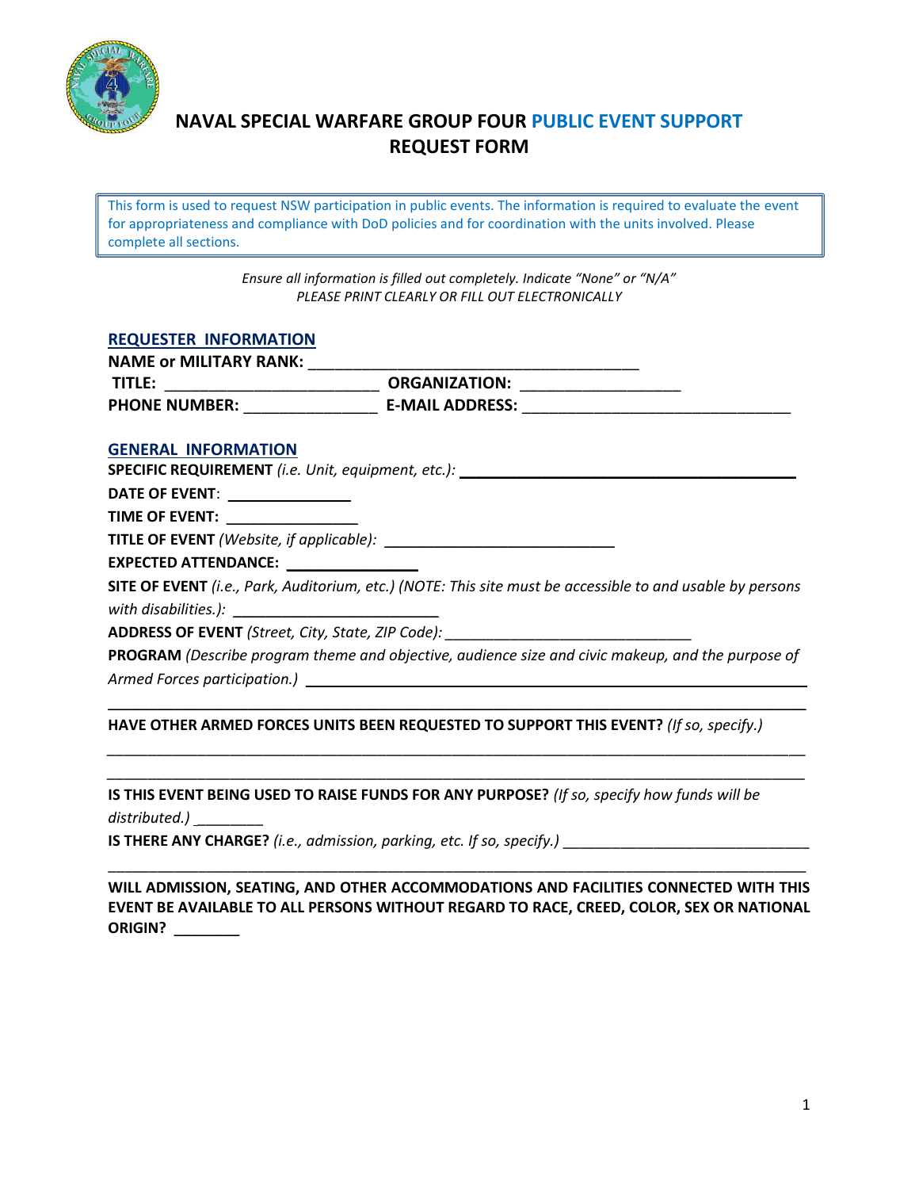# NAVAL SPECIAL WARFARE GROUP FOUR PUBLIC EVENT SUPPORT REQUEST FORM

This form is used to request NSW participation in public events. The information is required to evaluate the event for appropriateness and compliance with DoD policies and for coordination with the units involved. Please complete all sections.

*Ensure all information is filled out completely. Indicate "None" or "N/A"*
*PLEASE PRINT CLEARLY OR FILL OUT ELECTRONICALLY*

## REQUESTER INFORMATION

**NAME or MILITARY RANK:** ______________________________________

**TITLE:** _________________________ **ORGANIZATION:** ___________________

**PHONE NUMBER:** _______________ **E-MAIL ADDRESS:** _______________________________

## GENERAL INFORMATION

**SPECIFIC REQUIREMENT** *(i.e. Unit, equipment, etc.):* _______________________________________

**DATE OF EVENT**: _______________

**TIME OF EVENT:** _______________

**TITLE OF EVENT** *(Website, if applicable):* ___________________________

**EXPECTED ATTENDANCE:** _______________

**SITE OF EVENT** *(i.e., Park, Auditorium, etc.) (NOTE: This site must be accessible to and usable by persons with disabilities.):* ________________________

**ADDRESS OF EVENT** *(Street, City, State, ZIP Code):* _____________________________

**PROGRAM** *(Describe program theme and objective, audience size and civic makeup, and the purpose of Armed Forces participation.)* ___________________________________________________________

_____________________________________________________________________________________

**HAVE OTHER ARMED FORCES UNITS BEEN REQUESTED TO SUPPORT THIS EVENT?** *(If so, specify.)*

_____________________________________________________________________________________

_____________________________________________________________________________________

**IS THIS EVENT BEING USED TO RAISE FUNDS FOR ANY PURPOSE?** *(If so, specify how funds will be distributed.)* ________

**IS THERE ANY CHARGE?** *(i.e., admission, parking, etc. If so, specify.)* ______________________________

_____________________________________________________________________________________

**WILL ADMISSION, SEATING, AND OTHER ACCOMMODATIONS AND FACILITIES CONNECTED WITH THIS EVENT BE AVAILABLE TO ALL PERSONS WITHOUT REGARD TO RACE, CREED, COLOR, SEX OR NATIONAL ORIGIN?** ________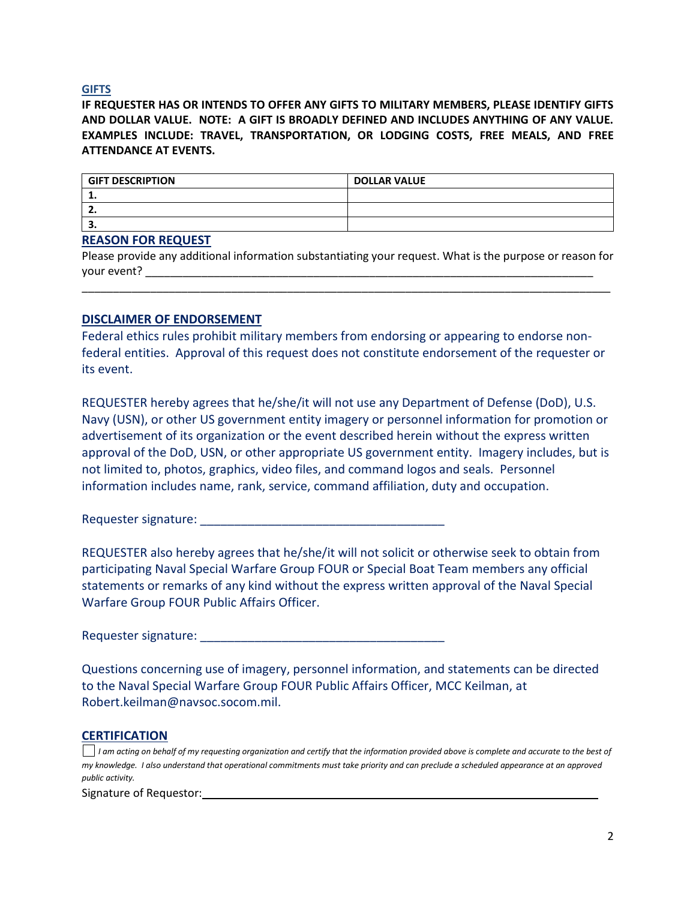## GIFTS

**IF REQUESTER HAS OR INTENDS TO OFFER ANY GIFTS TO MILITARY MEMBERS, PLEASE IDENTIFY GIFTS AND DOLLAR VALUE. NOTE: A GIFT IS BROADLY DEFINED AND INCLUDES ANYTHING OF ANY VALUE. EXAMPLES INCLUDE: TRAVEL, TRANSPORTATION, OR LODGING COSTS, FREE MEALS, AND FREE ATTENDANCE AT EVENTS.**

| GIFT DESCRIPTION | DOLLAR VALUE |
|---|---|
| 1. | |
| 2. | |
| 3. | |

## REASON FOR REQUEST

Please provide any additional information substantiating your request. What is the purpose or reason for your event? ___________________________________________________________________________

_______________________________________________________________________________________

## DISCLAIMER OF ENDORSEMENT

Federal ethics rules prohibit military members from endorsing or appearing to endorse non-federal entities. Approval of this request does not constitute endorsement of the requester or its event.

REQUESTER hereby agrees that he/she/it will not use any Department of Defense (DoD), U.S. Navy (USN), or other US government entity imagery or personnel information for promotion or advertisement of its organization or the event described herein without the express written approval of the DoD, USN, or other appropriate US government entity. Imagery includes, but is not limited to, photos, graphics, video files, and command logos and seals. Personnel information includes name, rank, service, command affiliation, duty and occupation.

Requester signature: _____________________________________

REQUESTER also hereby agrees that he/she/it will not solicit or otherwise seek to obtain from participating Naval Special Warfare Group FOUR or Special Boat Team members any official statements or remarks of any kind without the express written approval of the Naval Special Warfare Group FOUR Public Affairs Officer.

Requester signature: _____________________________________

Questions concerning use of imagery, personnel information, and statements can be directed to the Naval Special Warfare Group FOUR Public Affairs Officer, MCC Keilman, at Robert.keilman@navsoc.socom.mil.

## CERTIFICATION

☐ *I am acting on behalf of my requesting organization and certify that the information provided above is complete and accurate to the best of my knowledge. I also understand that operational commitments must take priority and can preclude a scheduled appearance at an approved public activity.*

Signature of Requestor: _____________________________________